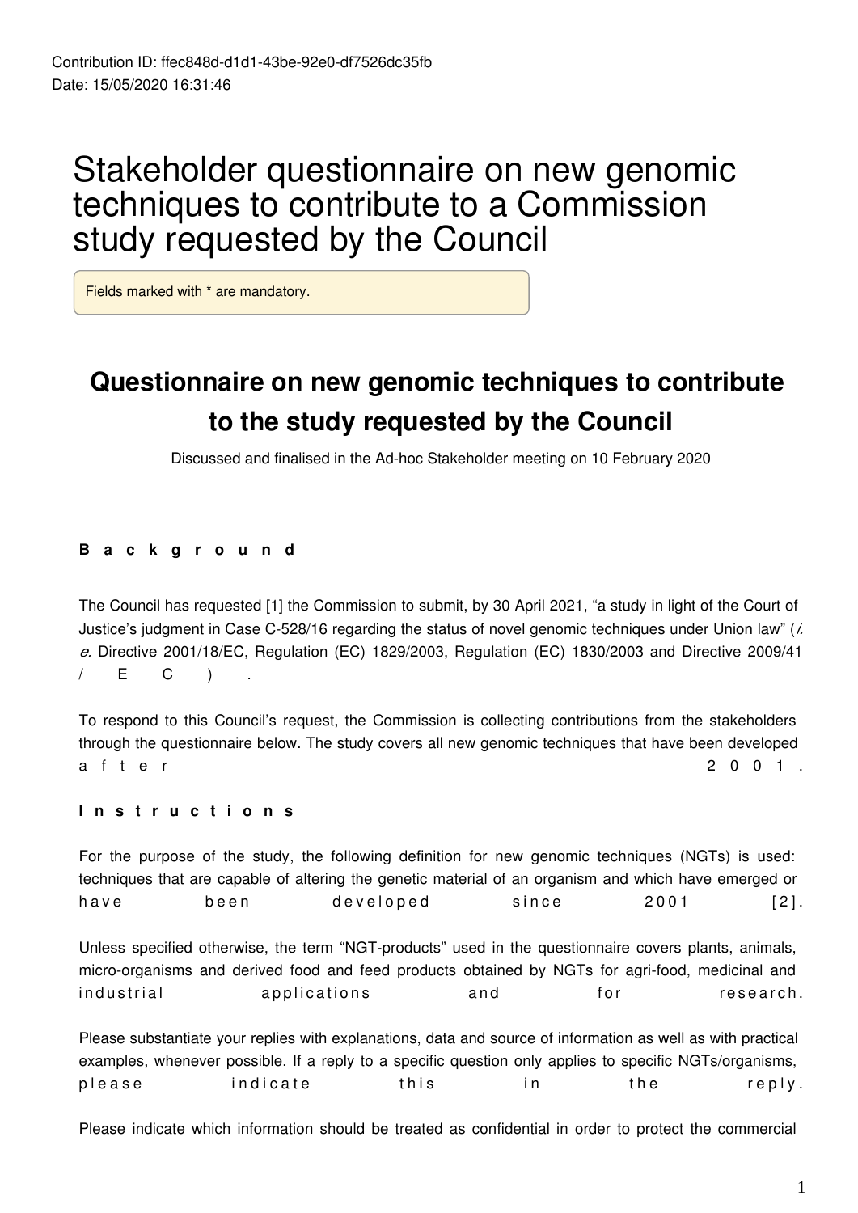Contribution ID: ffec848d-d1d1-43be-92e0-df7526dc35fb
Date: 15/05/2020 16:31:46

# Stakeholder questionnaire on new genomic techniques to contribute to a Commission study requested by the Council

Fields marked with * are mandatory.

## Questionnaire on new genomic techniques to contribute to the study requested by the Council

Discussed and finalised in the Ad-hoc Stakeholder meeting on 10 February 2020

### Background

The Council has requested [1] the Commission to submit, by 30 April 2021, "a study in light of the Court of Justice's judgment in Case C-528/16 regarding the status of novel genomic techniques under Union law" (*i.e.* Directive 2001/18/EC, Regulation (EC) 1829/2003, Regulation (EC) 1830/2003 and Directive 2009/41/EC).

To respond to this Council's request, the Commission is collecting contributions from the stakeholders through the questionnaire below. The study covers all new genomic techniques that have been developed after 2001.

### Instructions

For the purpose of the study, the following definition for new genomic techniques (NGTs) is used: techniques that are capable of altering the genetic material of an organism and which have emerged or have been developed since 2001 [2].

Unless specified otherwise, the term "NGT-products" used in the questionnaire covers plants, animals, micro-organisms and derived food and feed products obtained by NGTs for agri-food, medicinal and industrial applications and for research.

Please substantiate your replies with explanations, data and source of information as well as with practical examples, whenever possible. If a reply to a specific question only applies to specific NGTs/organisms, please indicate this in the reply.

Please indicate which information should be treated as confidential in order to protect the commercial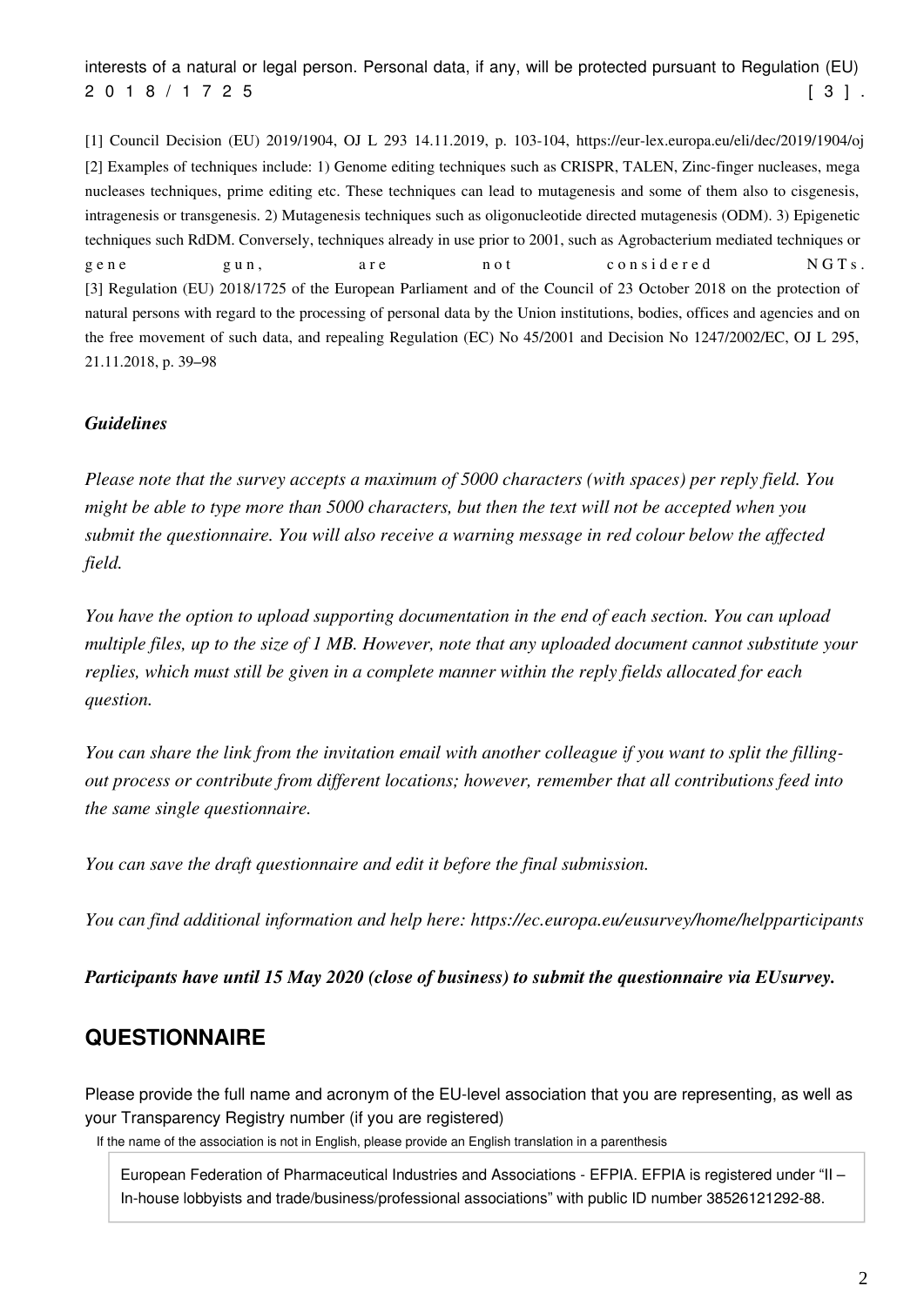interests of a natural or legal person. Personal data, if any, will be protected pursuant to Regulation (EU) 2018/1725 [3].

[1] Council Decision (EU) 2019/1904, OJ L 293 14.11.2019, p. 103-104, https://eur-lex.europa.eu/eli/dec/2019/1904/oj

[2] Examples of techniques include: 1) Genome editing techniques such as CRISPR, TALEN, Zinc-finger nucleases, mega nucleases techniques, prime editing etc. These techniques can lead to mutagenesis and some of them also to cisgenesis, intragenesis or transgenesis. 2) Mutagenesis techniques such as oligonucleotide directed mutagenesis (ODM). 3) Epigenetic techniques such RdDM. Conversely, techniques already in use prior to 2001, such as Agrobacterium mediated techniques or gene gun, are not considered NGTs.

[3] Regulation (EU) 2018/1725 of the European Parliament and of the Council of 23 October 2018 on the protection of natural persons with regard to the processing of personal data by the Union institutions, bodies, offices and agencies and on the free movement of such data, and repealing Regulation (EC) No 45/2001 and Decision No 1247/2002/EC, OJ L 295, 21.11.2018, p. 39–98

***Guidelines***

*Please note that the survey accepts a maximum of 5000 characters (with spaces) per reply field. You might be able to type more than 5000 characters, but then the text will not be accepted when you submit the questionnaire. You will also receive a warning message in red colour below the affected field.*

*You have the option to upload supporting documentation in the end of each section. You can upload multiple files, up to the size of 1 MB. However, note that any uploaded document cannot substitute your replies, which must still be given in a complete manner within the reply fields allocated for each question.*

*You can share the link from the invitation email with another colleague if you want to split the filling-out process or contribute from different locations; however, remember that all contributions feed into the same single questionnaire.*

*You can save the draft questionnaire and edit it before the final submission.*

*You can find additional information and help here: https://ec.europa.eu/eusurvey/home/helpparticipants*

***Participants have until 15 May 2020 (close of business) to submit the questionnaire via EUsurvey.***

## QUESTIONNAIRE

Please provide the full name and acronym of the EU-level association that you are representing, as well as your Transparency Registry number (if you are registered)

If the name of the association is not in English, please provide an English translation in a parenthesis

European Federation of Pharmaceutical Industries and Associations - EFPIA. EFPIA is registered under "II – In-house lobbyists and trade/business/professional associations" with public ID number 38526121292-88.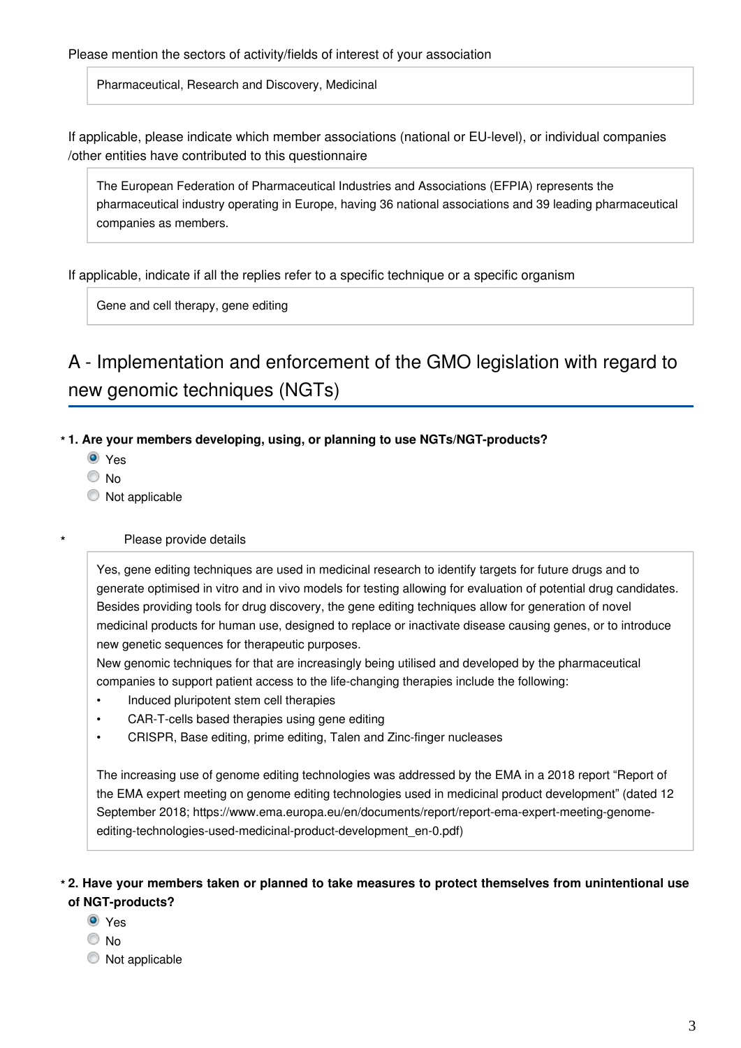Please mention the sectors of activity/fields of interest of your association

Pharmaceutical, Research and Discovery, Medicinal

If applicable, please indicate which member associations (national or EU-level), or individual companies /other entities have contributed to this questionnaire

The European Federation of Pharmaceutical Industries and Associations (EFPIA) represents the pharmaceutical industry operating in Europe, having 36 national associations and 39 leading pharmaceutical companies as members.

If applicable, indicate if all the replies refer to a specific technique or a specific organism

Gene and cell therapy, gene editing

## A - Implementation and enforcement of the GMO legislation with regard to new genomic techniques (NGTs)

**\* 1. Are your members developing, using, or planning to use NGTs/NGT-products?**

- (x) Yes
- ( ) No
- ( ) Not applicable

\* Please provide details

Yes, gene editing techniques are used in medicinal research to identify targets for future drugs and to generate optimised in vitro and in vivo models for testing allowing for evaluation of potential drug candidates. Besides providing tools for drug discovery, the gene editing techniques allow for generation of novel medicinal products for human use, designed to replace or inactivate disease causing genes, or to introduce new genetic sequences for therapeutic purposes.
New genomic techniques for that are increasingly being utilised and developed by the pharmaceutical companies to support patient access to the life-changing therapies include the following:

- Induced pluripotent stem cell therapies
- CAR-T-cells based therapies using gene editing
- CRISPR, Base editing, prime editing, Talen and Zinc-finger nucleases

The increasing use of genome editing technologies was addressed by the EMA in a 2018 report "Report of the EMA expert meeting on genome editing technologies used in medicinal product development" (dated 12 September 2018; https://www.ema.europa.eu/en/documents/report/report-ema-expert-meeting-genome-editing-technologies-used-medicinal-product-development_en-0.pdf)

**\* 2. Have your members taken or planned to take measures to protect themselves from unintentional use of NGT-products?**

- (x) Yes
- ( ) No
- ( ) Not applicable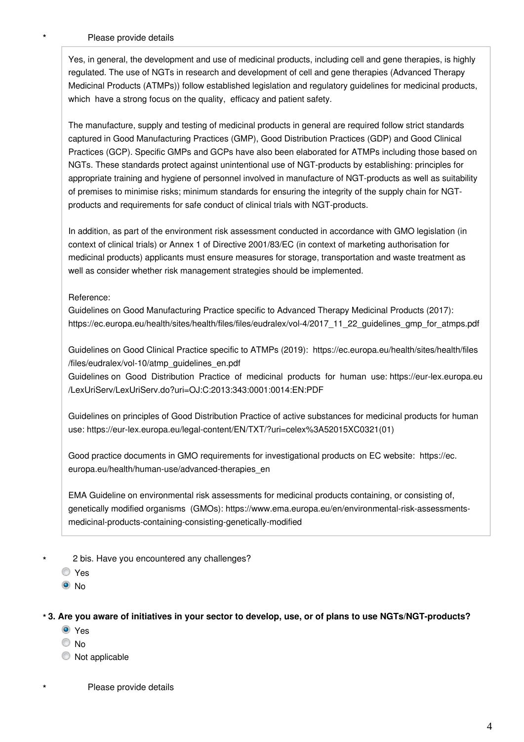\* Please provide details

Yes, in general, the development and use of medicinal products, including cell and gene therapies, is highly regulated. The use of NGTs in research and development of cell and gene therapies (Advanced Therapy Medicinal Products (ATMPs)) follow established legislation and regulatory guidelines for medicinal products, which have a strong focus on the quality, efficacy and patient safety.

The manufacture, supply and testing of medicinal products in general are required follow strict standards captured in Good Manufacturing Practices (GMP), Good Distribution Practices (GDP) and Good Clinical Practices (GCP). Specific GMPs and GCPs have also been elaborated for ATMPs including those based on NGTs. These standards protect against unintentional use of NGT-products by establishing: principles for appropriate training and hygiene of personnel involved in manufacture of NGT-products as well as suitability of premises to minimise risks; minimum standards for ensuring the integrity of the supply chain for NGT-products and requirements for safe conduct of clinical trials with NGT-products.

In addition, as part of the environment risk assessment conducted in accordance with GMO legislation (in context of clinical trials) or Annex 1 of Directive 2001/83/EC (in context of marketing authorisation for medicinal products) applicants must ensure measures for storage, transportation and waste treatment as well as consider whether risk management strategies should be implemented.

Reference:
Guidelines on Good Manufacturing Practice specific to Advanced Therapy Medicinal Products (2017): https://ec.europa.eu/health/sites/health/files/files/eudralex/vol-4/2017_11_22_guidelines_gmp_for_atmps.pdf

Guidelines on Good Clinical Practice specific to ATMPs (2019): https://ec.europa.eu/health/sites/health/files/files/eudralex/vol-10/atmp_guidelines_en.pdf
Guidelines on Good Distribution Practice of medicinal products for human use: https://eur-lex.europa.eu/LexUriServ/LexUriServ.do?uri=OJ:C:2013:343:0001:0014:EN:PDF

Guidelines on principles of Good Distribution Practice of active substances for medicinal products for human use: https://eur-lex.europa.eu/legal-content/EN/TXT/?uri=celex%3A52015XC0321(01)

Good practice documents in GMO requirements for investigational products on EC website: https://ec.europa.eu/health/human-use/advanced-therapies_en

EMA Guideline on environmental risk assessments for medicinal products containing, or consisting of, genetically modified organisms (GMOs): https://www.ema.europa.eu/en/environmental-risk-assessments-medicinal-products-containing-consisting-genetically-modified

\* 2 bis. Have you encountered any challenges?

- ○ Yes
- ● No

**\* 3. Are you aware of initiatives in your sector to develop, use, or of plans to use NGTs/NGT-products?**

- ● Yes
- ○ No
- ○ Not applicable

\* Please provide details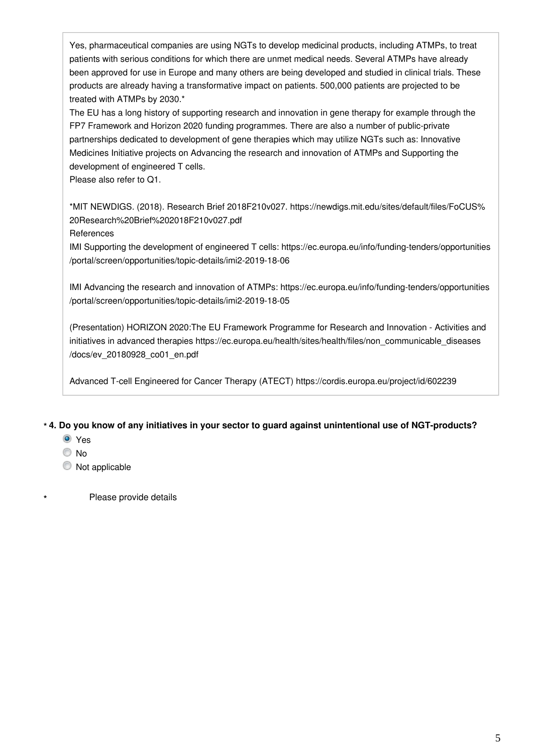Yes, pharmaceutical companies are using NGTs to develop medicinal products, including ATMPs, to treat patients with serious conditions for which there are unmet medical needs. Several ATMPs have already been approved for use in Europe and many others are being developed and studied in clinical trials. These products are already having a transformative impact on patients. 500,000 patients are projected to be treated with ATMPs by 2030.*
The EU has a long history of supporting research and innovation in gene therapy for example through the FP7 Framework and Horizon 2020 funding programmes. There are also a number of public-private partnerships dedicated to development of gene therapies which may utilize NGTs such as: Innovative Medicines Initiative projects on Advancing the research and innovation of ATMPs and Supporting the development of engineered T cells.
Please also refer to Q1.

*MIT NEWDIGS. (2018). Research Brief 2018F210v027. https://newdigs.mit.edu/sites/default/files/FoCUS%20Research%20Brief%202018F210v027.pdf
References
IMI Supporting the development of engineered T cells: https://ec.europa.eu/info/funding-tenders/opportunities/portal/screen/opportunities/topic-details/imi2-2019-18-06

IMI Advancing the research and innovation of ATMPs: https://ec.europa.eu/info/funding-tenders/opportunities/portal/screen/opportunities/topic-details/imi2-2019-18-05

(Presentation) HORIZON 2020:The EU Framework Programme for Research and Innovation - Activities and initiatives in advanced therapies https://ec.europa.eu/health/sites/health/files/non_communicable_diseases/docs/ev_20180928_co01_en.pdf

Advanced T-cell Engineered for Cancer Therapy (ATECT) https://cordis.europa.eu/project/id/602239

**\* 4. Do you know of any initiatives in your sector to guard against unintentional use of NGT-products?**

- (●) Yes
- ( ) No
- ( ) Not applicable

\* Please provide details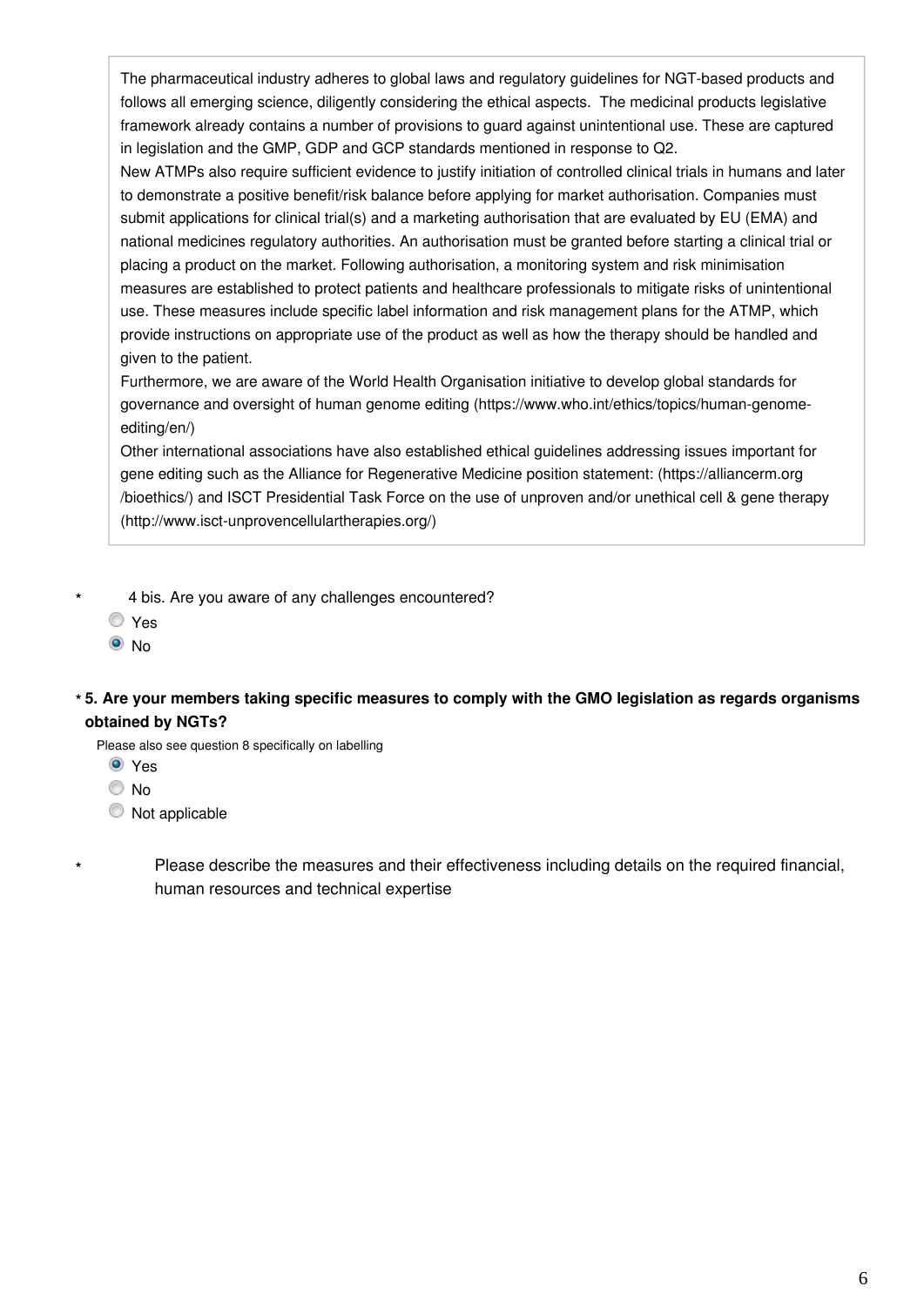The pharmaceutical industry adheres to global laws and regulatory guidelines for NGT-based products and follows all emerging science, diligently considering the ethical aspects. The medicinal products legislative framework already contains a number of provisions to guard against unintentional use. These are captured in legislation and the GMP, GDP and GCP standards mentioned in response to Q2.
New ATMPs also require sufficient evidence to justify initiation of controlled clinical trials in humans and later to demonstrate a positive benefit/risk balance before applying for market authorisation. Companies must submit applications for clinical trial(s) and a marketing authorisation that are evaluated by EU (EMA) and national medicines regulatory authorities. An authorisation must be granted before starting a clinical trial or placing a product on the market. Following authorisation, a monitoring system and risk minimisation measures are established to protect patients and healthcare professionals to mitigate risks of unintentional use. These measures include specific label information and risk management plans for the ATMP, which provide instructions on appropriate use of the product as well as how the therapy should be handled and given to the patient.
Furthermore, we are aware of the World Health Organisation initiative to develop global standards for governance and oversight of human genome editing (https://www.who.int/ethics/topics/human-genome-editing/en/)
Other international associations have also established ethical guidelines addressing issues important for gene editing such as the Alliance for Regenerative Medicine position statement: (https://alliancerm.org/bioethics/) and ISCT Presidential Task Force on the use of unproven and/or unethical cell & gene therapy (http://www.isct-unprovencellulartherapies.org/)

\* 4 bis. Are you aware of any challenges encountered?

- ○ Yes
- ● No

**\* 5. Are your members taking specific measures to comply with the GMO legislation as regards organisms obtained by NGTs?**

Please also see question 8 specifically on labelling

- ● Yes
- ○ No
- ○ Not applicable

\* Please describe the measures and their effectiveness including details on the required financial, human resources and technical expertise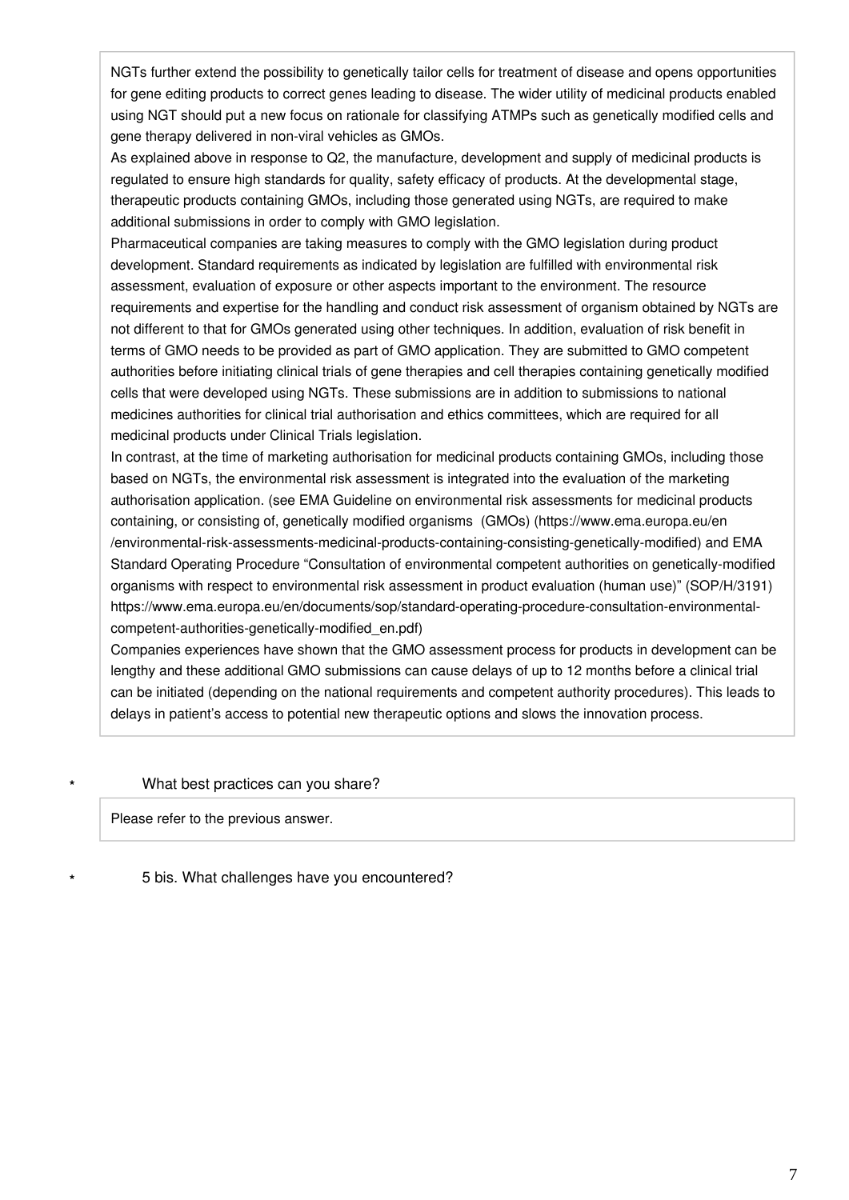NGTs further extend the possibility to genetically tailor cells for treatment of disease and opens opportunities for gene editing products to correct genes leading to disease. The wider utility of medicinal products enabled using NGT should put a new focus on rationale for classifying ATMPs such as genetically modified cells and gene therapy delivered in non-viral vehicles as GMOs.

As explained above in response to Q2, the manufacture, development and supply of medicinal products is regulated to ensure high standards for quality, safety efficacy of products. At the developmental stage, therapeutic products containing GMOs, including those generated using NGTs, are required to make additional submissions in order to comply with GMO legislation.

Pharmaceutical companies are taking measures to comply with the GMO legislation during product development. Standard requirements as indicated by legislation are fulfilled with environmental risk assessment, evaluation of exposure or other aspects important to the environment. The resource requirements and expertise for the handling and conduct risk assessment of organism obtained by NGTs are not different to that for GMOs generated using other techniques. In addition, evaluation of risk benefit in terms of GMO needs to be provided as part of GMO application. They are submitted to GMO competent authorities before initiating clinical trials of gene therapies and cell therapies containing genetically modified cells that were developed using NGTs. These submissions are in addition to submissions to national medicines authorities for clinical trial authorisation and ethics committees, which are required for all medicinal products under Clinical Trials legislation.

In contrast, at the time of marketing authorisation for medicinal products containing GMOs, including those based on NGTs, the environmental risk assessment is integrated into the evaluation of the marketing authorisation application. (see EMA Guideline on environmental risk assessments for medicinal products containing, or consisting of, genetically modified organisms (GMOs) (https://www.ema.europa.eu/en/environmental-risk-assessments-medicinal-products-containing-consisting-genetically-modified) and EMA Standard Operating Procedure "Consultation of environmental competent authorities on genetically-modified organisms with respect to environmental risk assessment in product evaluation (human use)" (SOP/H/3191) https://www.ema.europa.eu/en/documents/sop/standard-operating-procedure-consultation-environmental-competent-authorities-genetically-modified_en.pdf)

Companies experiences have shown that the GMO assessment process for products in development can be lengthy and these additional GMO submissions can cause delays of up to 12 months before a clinical trial can be initiated (depending on the national requirements and competent authority procedures). This leads to delays in patient's access to potential new therapeutic options and slows the innovation process.

\* What best practices can you share?

Please refer to the previous answer.

\* 5 bis. What challenges have you encountered?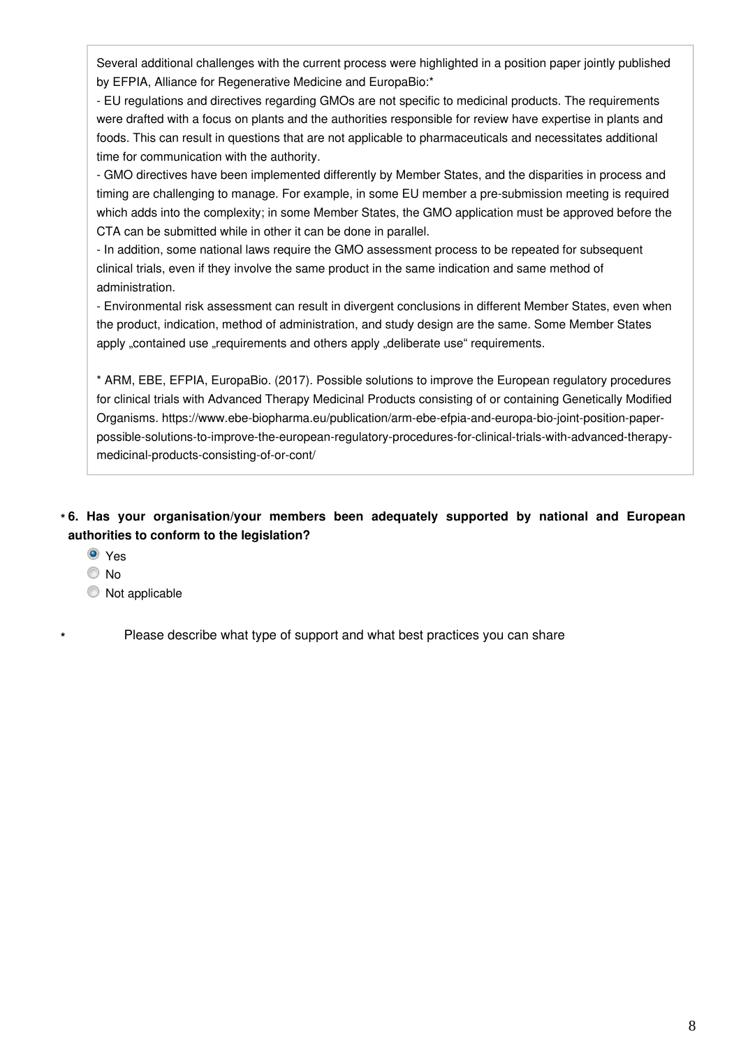Several additional challenges with the current process were highlighted in a position paper jointly published by EFPIA, Alliance for Regenerative Medicine and EuropaBio:*

- EU regulations and directives regarding GMOs are not specific to medicinal products. The requirements were drafted with a focus on plants and the authorities responsible for review have expertise in plants and foods. This can result in questions that are not applicable to pharmaceuticals and necessitates additional time for communication with the authority.
- GMO directives have been implemented differently by Member States, and the disparities in process and timing are challenging to manage. For example, in some EU member a pre-submission meeting is required which adds into the complexity; in some Member States, the GMO application must be approved before the CTA can be submitted while in other it can be done in parallel.
- In addition, some national laws require the GMO assessment process to be repeated for subsequent clinical trials, even if they involve the same product in the same indication and same method of administration.
- Environmental risk assessment can result in divergent conclusions in different Member States, even when the product, indication, method of administration, and study design are the same. Some Member States apply „contained use „requirements and others apply „deliberate use" requirements.

* ARM, EBE, EFPIA, EuropaBio. (2017). Possible solutions to improve the European regulatory procedures for clinical trials with Advanced Therapy Medicinal Products consisting of or containing Genetically Modified Organisms. https://www.ebe-biopharma.eu/publication/arm-ebe-efpia-and-europa-bio-joint-position-paper-possible-solutions-to-improve-the-european-regulatory-procedures-for-clinical-trials-with-advanced-therapy-medicinal-products-consisting-of-or-cont/

**\* 6. Has your organisation/your members been adequately supported by national and European authorities to conform to the legislation?**

- (selected) Yes
- No
- Not applicable

\* Please describe what type of support and what best practices you can share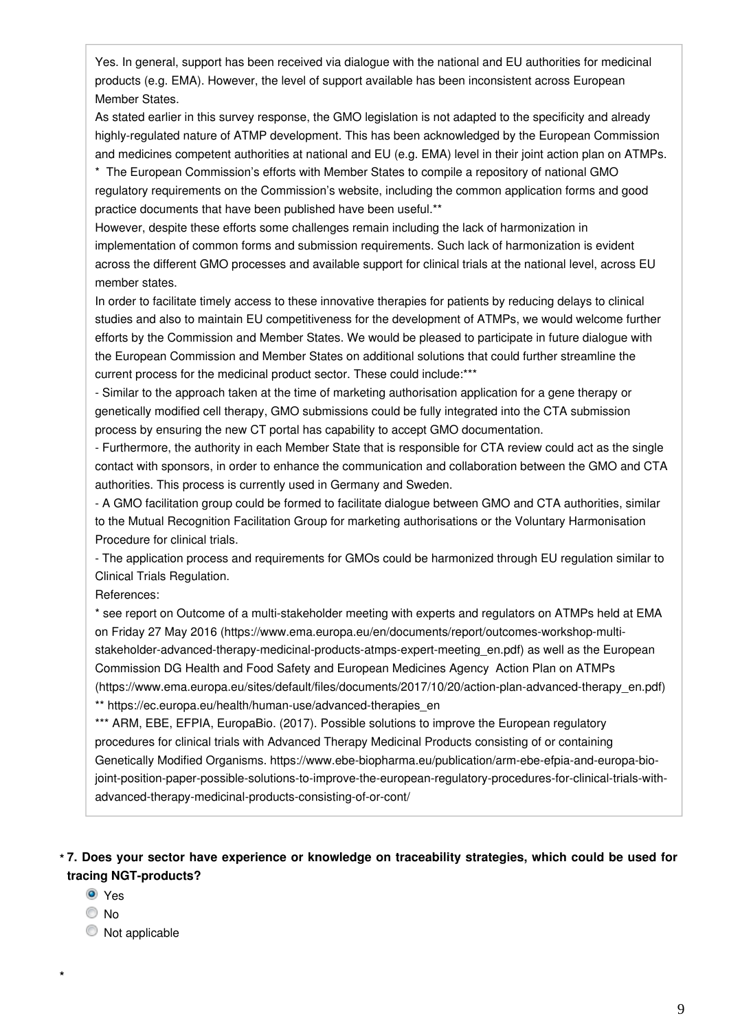Yes. In general, support has been received via dialogue with the national and EU authorities for medicinal products (e.g. EMA). However, the level of support available has been inconsistent across European Member States.

As stated earlier in this survey response, the GMO legislation is not adapted to the specificity and already highly-regulated nature of ATMP development. This has been acknowledged by the European Commission and medicines competent authorities at national and EU (e.g. EMA) level in their joint action plan on ATMPs. * The European Commission's efforts with Member States to compile a repository of national GMO regulatory requirements on the Commission's website, including the common application forms and good practice documents that have been published have been useful.**

However, despite these efforts some challenges remain including the lack of harmonization in implementation of common forms and submission requirements. Such lack of harmonization is evident across the different GMO processes and available support for clinical trials at the national level, across EU member states.

In order to facilitate timely access to these innovative therapies for patients by reducing delays to clinical studies and also to maintain EU competitiveness for the development of ATMPs, we would welcome further efforts by the Commission and Member States. We would be pleased to participate in future dialogue with the European Commission and Member States on additional solutions that could further streamline the current process for the medicinal product sector. These could include:***

- Similar to the approach taken at the time of marketing authorisation application for a gene therapy or genetically modified cell therapy, GMO submissions could be fully integrated into the CTA submission process by ensuring the new CT portal has capability to accept GMO documentation.
- Furthermore, the authority in each Member State that is responsible for CTA review could act as the single contact with sponsors, in order to enhance the communication and collaboration between the GMO and CTA authorities. This process is currently used in Germany and Sweden.
- A GMO facilitation group could be formed to facilitate dialogue between GMO and CTA authorities, similar to the Mutual Recognition Facilitation Group for marketing authorisations or the Voluntary Harmonisation Procedure for clinical trials.
- The application process and requirements for GMOs could be harmonized through EU regulation similar to Clinical Trials Regulation.

References:

* see report on Outcome of a multi-stakeholder meeting with experts and regulators on ATMPs held at EMA on Friday 27 May 2016 (https://www.ema.europa.eu/en/documents/report/outcomes-workshop-multi-stakeholder-advanced-therapy-medicinal-products-atmps-expert-meeting_en.pdf) as well as the European Commission DG Health and Food Safety and European Medicines Agency Action Plan on ATMPs (https://www.ema.europa.eu/sites/default/files/documents/2017/10/20/action-plan-advanced-therapy_en.pdf)

** https://ec.europa.eu/health/human-use/advanced-therapies_en

*** ARM, EBE, EFPIA, EuropaBio. (2017). Possible solutions to improve the European regulatory procedures for clinical trials with Advanced Therapy Medicinal Products consisting of or containing Genetically Modified Organisms. https://www.ebe-biopharma.eu/publication/arm-ebe-efpia-and-europa-bio-joint-position-paper-possible-solutions-to-improve-the-european-regulatory-procedures-for-clinical-trials-with-advanced-therapy-medicinal-products-consisting-of-or-cont/

**\* 7. Does your sector have experience or knowledge on traceability strategies, which could be used for tracing NGT-products?**

- (●) Yes
- ( ) No
- ( ) Not applicable

*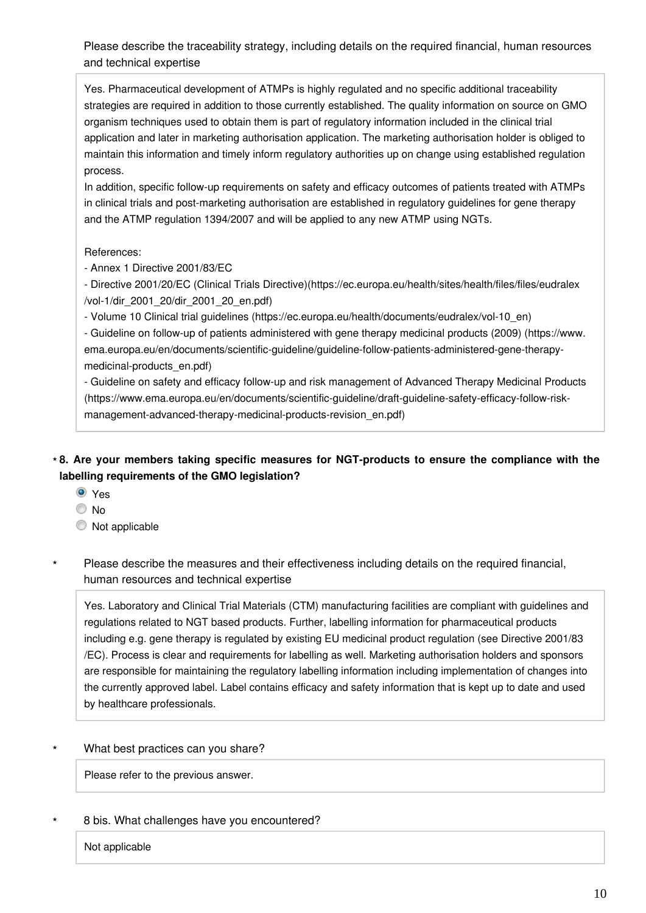Please describe the traceability strategy, including details on the required financial, human resources and technical expertise

> Yes. Pharmaceutical development of ATMPs is highly regulated and no specific additional traceability strategies are required in addition to those currently established. The quality information on source on GMO organism techniques used to obtain them is part of regulatory information included in the clinical trial application and later in marketing authorisation application. The marketing authorisation holder is obliged to maintain this information and timely inform regulatory authorities up on change using established regulation process.
> In addition, specific follow-up requirements on safety and efficacy outcomes of patients treated with ATMPs in clinical trials and post-marketing authorisation are established in regulatory guidelines for gene therapy and the ATMP regulation 1394/2007 and will be applied to any new ATMP using NGTs.
>
> References:
> - Annex 1 Directive 2001/83/EC
> - Directive 2001/20/EC (Clinical Trials Directive)(https://ec.europa.eu/health/sites/health/files/files/eudralex/vol-1/dir_2001_20/dir_2001_20_en.pdf)
> - Volume 10 Clinical trial guidelines (https://ec.europa.eu/health/documents/eudralex/vol-10_en)
> - Guideline on follow-up of patients administered with gene therapy medicinal products (2009) (https://www.ema.europa.eu/en/documents/scientific-guideline/guideline-follow-patients-administered-gene-therapy-medicinal-products_en.pdf)
> - Guideline on safety and efficacy follow-up and risk management of Advanced Therapy Medicinal Products (https://www.ema.europa.eu/en/documents/scientific-guideline/draft-guideline-safety-efficacy-follow-risk-management-advanced-therapy-medicinal-products-revision_en.pdf)

**\* 8. Are your members taking specific measures for NGT-products to ensure the compliance with the labelling requirements of the GMO legislation?**

- (•) Yes
- ( ) No
- ( ) Not applicable

\* Please describe the measures and their effectiveness including details on the required financial, human resources and technical expertise

> Yes. Laboratory and Clinical Trial Materials (CTM) manufacturing facilities are compliant with guidelines and regulations related to NGT based products. Further, labelling information for pharmaceutical products including e.g. gene therapy is regulated by existing EU medicinal product regulation (see Directive 2001/83/EC). Process is clear and requirements for labelling as well. Marketing authorisation holders and sponsors are responsible for maintaining the regulatory labelling information including implementation of changes into the currently approved label. Label contains efficacy and safety information that is kept up to date and used by healthcare professionals.

\* What best practices can you share?

> Please refer to the previous answer.

\* 8 bis. What challenges have you encountered?

> Not applicable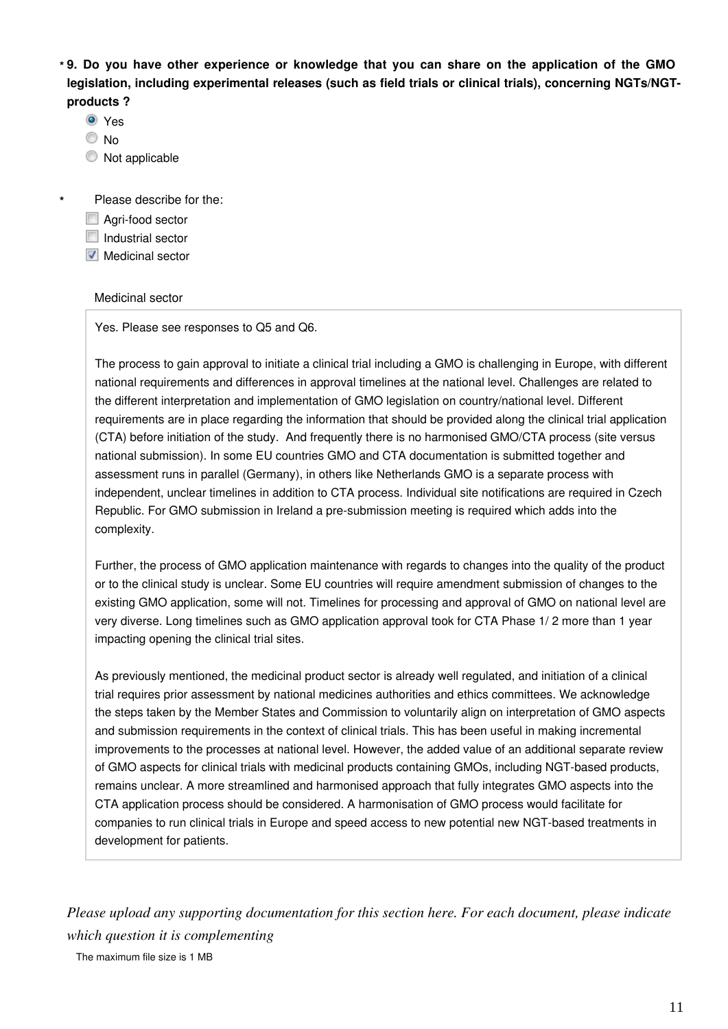**\* 9. Do you have other experience or knowledge that you can share on the application of the GMO legislation, including experimental releases (such as field trials or clinical trials), concerning NGTs/NGT-products ?**

- (●) Yes
- ( ) No
- ( ) Not applicable

\* Please describe for the:

- [ ] Agri-food sector
- [ ] Industrial sector
- [x] Medicinal sector

Medicinal sector

Yes. Please see responses to Q5 and Q6.

The process to gain approval to initiate a clinical trial including a GMO is challenging in Europe, with different national requirements and differences in approval timelines at the national level. Challenges are related to the different interpretation and implementation of GMO legislation on country/national level. Different requirements are in place regarding the information that should be provided along the clinical trial application (CTA) before initiation of the study. And frequently there is no harmonised GMO/CTA process (site versus national submission). In some EU countries GMO and CTA documentation is submitted together and assessment runs in parallel (Germany), in others like Netherlands GMO is a separate process with independent, unclear timelines in addition to CTA process. Individual site notifications are required in Czech Republic. For GMO submission in Ireland a pre-submission meeting is required which adds into the complexity.

Further, the process of GMO application maintenance with regards to changes into the quality of the product or to the clinical study is unclear. Some EU countries will require amendment submission of changes to the existing GMO application, some will not. Timelines for processing and approval of GMO on national level are very diverse. Long timelines such as GMO application approval took for CTA Phase 1/ 2 more than 1 year impacting opening the clinical trial sites.

As previously mentioned, the medicinal product sector is already well regulated, and initiation of a clinical trial requires prior assessment by national medicines authorities and ethics committees. We acknowledge the steps taken by the Member States and Commission to voluntarily align on interpretation of GMO aspects and submission requirements in the context of clinical trials. This has been useful in making incremental improvements to the processes at national level. However, the added value of an additional separate review of GMO aspects for clinical trials with medicinal products containing GMOs, including NGT-based products, remains unclear. A more streamlined and harmonised approach that fully integrates GMO aspects into the CTA application process should be considered. A harmonisation of GMO process would facilitate for companies to run clinical trials in Europe and speed access to new potential new NGT-based treatments in development for patients.

*Please upload any supporting documentation for this section here. For each document, please indicate which question it is complementing*

The maximum file size is 1 MB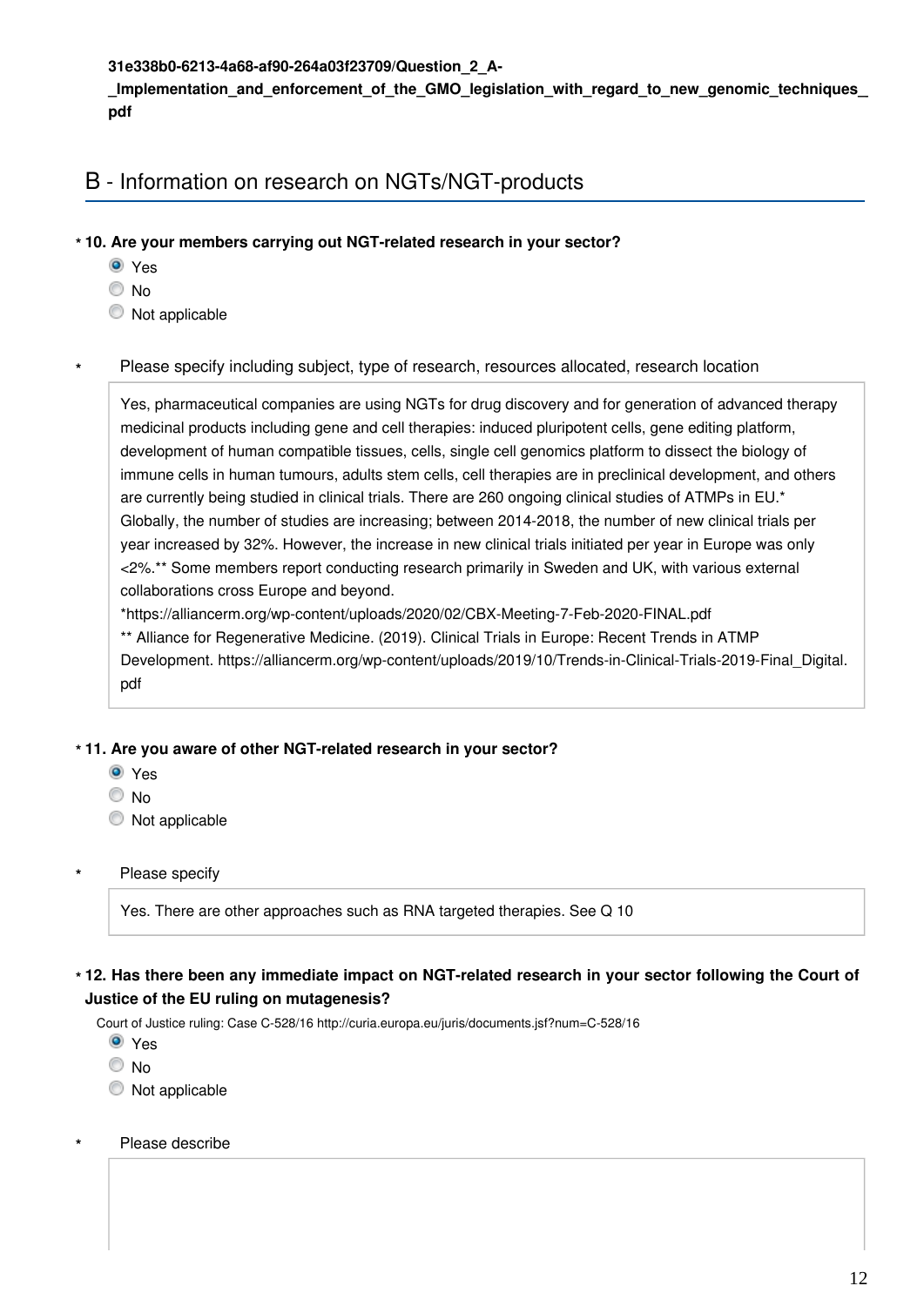**31e338b0-6213-4a68-af90-264a03f23709/Question_2_A-_Implementation_and_enforcement_of_the_GMO_legislation_with_regard_to_new_genomic_techniques_pdf**

## B - Information on research on NGTs/NGT-products

**\* 10. Are your members carrying out NGT-related research in your sector?**

- (x) Yes
- ( ) No
- ( ) Not applicable

\* Please specify including subject, type of research, resources allocated, research location

> Yes, pharmaceutical companies are using NGTs for drug discovery and for generation of advanced therapy medicinal products including gene and cell therapies: induced pluripotent cells, gene editing platform, development of human compatible tissues, cells, single cell genomics platform to dissect the biology of immune cells in human tumours, adults stem cells, cell therapies are in preclinical development, and others are currently being studied in clinical trials. There are 260 ongoing clinical studies of ATMPs in EU.* Globally, the number of studies are increasing; between 2014-2018, the number of new clinical trials per year increased by 32%. However, the increase in new clinical trials initiated per year in Europe was only <2%.** Some members report conducting research primarily in Sweden and UK, with various external collaborations cross Europe and beyond.
> *https://alliancerm.org/wp-content/uploads/2020/02/CBX-Meeting-7-Feb-2020-FINAL.pdf
> ** Alliance for Regenerative Medicine. (2019). Clinical Trials in Europe: Recent Trends in ATMP Development. https://alliancerm.org/wp-content/uploads/2019/10/Trends-in-Clinical-Trials-2019-Final_Digital.pdf

**\* 11. Are you aware of other NGT-related research in your sector?**

- (x) Yes
- ( ) No
- ( ) Not applicable

\* Please specify

> Yes. There are other approaches such as RNA targeted therapies. See Q 10

**\* 12. Has there been any immediate impact on NGT-related research in your sector following the Court of Justice of the EU ruling on mutagenesis?**

Court of Justice ruling: Case C-528/16 http://curia.europa.eu/juris/documents.jsf?num=C-528/16

- (x) Yes
- ( ) No
- ( ) Not applicable

\* Please describe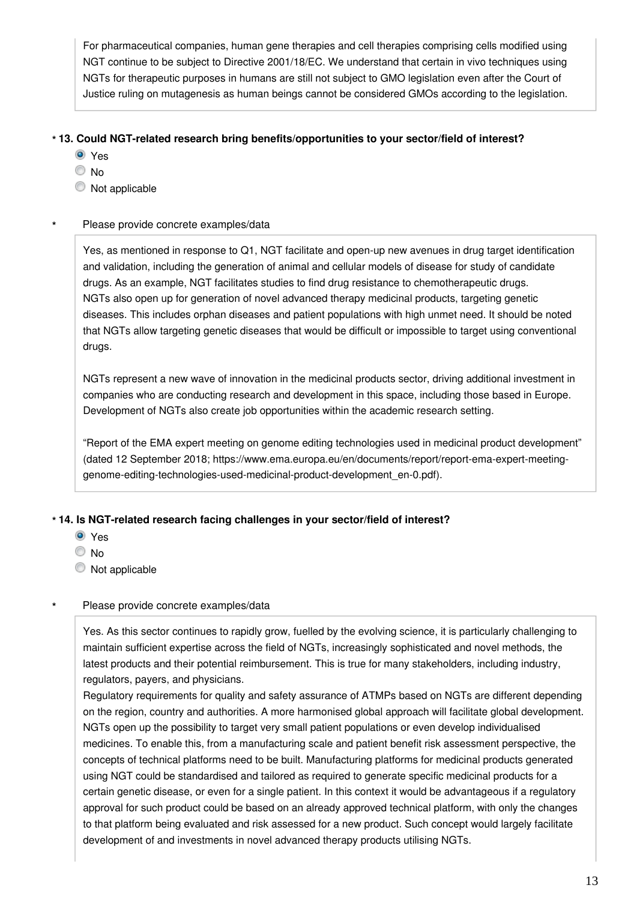For pharmaceutical companies, human gene therapies and cell therapies comprising cells modified using NGT continue to be subject to Directive 2001/18/EC. We understand that certain in vivo techniques using NGTs for therapeutic purposes in humans are still not subject to GMO legislation even after the Court of Justice ruling on mutagenesis as human beings cannot be considered GMOs according to the legislation.

**\* 13. Could NGT-related research bring benefits/opportunities to your sector/field of interest?**

- (x) Yes
- ( ) No
- ( ) Not applicable

\* Please provide concrete examples/data

Yes, as mentioned in response to Q1, NGT facilitate and open-up new avenues in drug target identification and validation, including the generation of animal and cellular models of disease for study of candidate drugs. As an example, NGT facilitates studies to find drug resistance to chemotherapeutic drugs.
NGTs also open up for generation of novel advanced therapy medicinal products, targeting genetic diseases. This includes orphan diseases and patient populations with high unmet need. It should be noted that NGTs allow targeting genetic diseases that would be difficult or impossible to target using conventional drugs.

NGTs represent a new wave of innovation in the medicinal products sector, driving additional investment in companies who are conducting research and development in this space, including those based in Europe. Development of NGTs also create job opportunities within the academic research setting.

"Report of the EMA expert meeting on genome editing technologies used in medicinal product development" (dated 12 September 2018; https://www.ema.europa.eu/en/documents/report/report-ema-expert-meeting-genome-editing-technologies-used-medicinal-product-development_en-0.pdf).

**\* 14. Is NGT-related research facing challenges in your sector/field of interest?**

- (x) Yes
- ( ) No
- ( ) Not applicable

\* Please provide concrete examples/data

Yes. As this sector continues to rapidly grow, fuelled by the evolving science, it is particularly challenging to maintain sufficient expertise across the field of NGTs, increasingly sophisticated and novel methods, the latest products and their potential reimbursement. This is true for many stakeholders, including industry, regulators, payers, and physicians.
Regulatory requirements for quality and safety assurance of ATMPs based on NGTs are different depending on the region, country and authorities. A more harmonised global approach will facilitate global development.
NGTs open up the possibility to target very small patient populations or even develop individualised medicines. To enable this, from a manufacturing scale and patient benefit risk assessment perspective, the concepts of technical platforms need to be built. Manufacturing platforms for medicinal products generated using NGT could be standardised and tailored as required to generate specific medicinal products for a certain genetic disease, or even for a single patient. In this context it would be advantageous if a regulatory approval for such product could be based on an already approved technical platform, with only the changes to that platform being evaluated and risk assessed for a new product. Such concept would largely facilitate development of and investments in novel advanced therapy products utilising NGTs.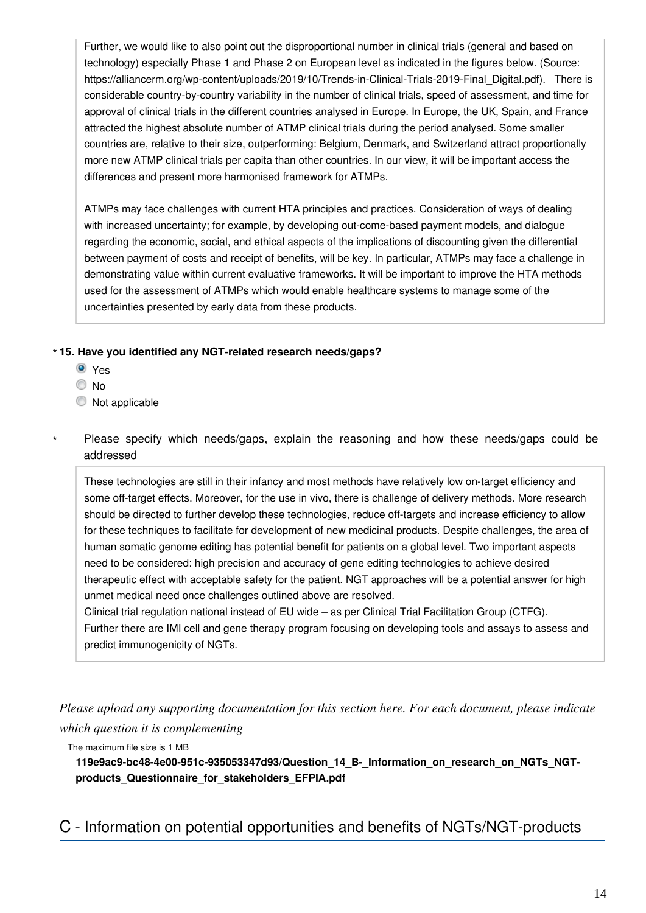Further, we would like to also point out the disproportional number in clinical trials (general and based on technology) especially Phase 1 and Phase 2 on European level as indicated in the figures below. (Source: https://alliancerm.org/wp-content/uploads/2019/10/Trends-in-Clinical-Trials-2019-Final_Digital.pdf). There is considerable country-by-country variability in the number of clinical trials, speed of assessment, and time for approval of clinical trials in the different countries analysed in Europe. In Europe, the UK, Spain, and France attracted the highest absolute number of ATMP clinical trials during the period analysed. Some smaller countries are, relative to their size, outperforming: Belgium, Denmark, and Switzerland attract proportionally more new ATMP clinical trials per capita than other countries. In our view, it will be important access the differences and present more harmonised framework for ATMPs.

ATMPs may face challenges with current HTA principles and practices. Consideration of ways of dealing with increased uncertainty; for example, by developing out-come-based payment models, and dialogue regarding the economic, social, and ethical aspects of the implications of discounting given the differential between payment of costs and receipt of benefits, will be key. In particular, ATMPs may face a challenge in demonstrating value within current evaluative frameworks. It will be important to improve the HTA methods used for the assessment of ATMPs which would enable healthcare systems to manage some of the uncertainties presented by early data from these products.

**\* 15. Have you identified any NGT-related research needs/gaps?**

- (x) Yes
- ( ) No
- ( ) Not applicable

\* Please specify which needs/gaps, explain the reasoning and how these needs/gaps could be addressed

These technologies are still in their infancy and most methods have relatively low on-target efficiency and some off-target effects. Moreover, for the use in vivo, there is challenge of delivery methods. More research should be directed to further develop these technologies, reduce off-targets and increase efficiency to allow for these techniques to facilitate for development of new medicinal products. Despite challenges, the area of human somatic genome editing has potential benefit for patients on a global level. Two important aspects need to be considered: high precision and accuracy of gene editing technologies to achieve desired therapeutic effect with acceptable safety for the patient. NGT approaches will be a potential answer for high unmet medical need once challenges outlined above are resolved.
Clinical trial regulation national instead of EU wide – as per Clinical Trial Facilitation Group (CTFG).
Further there are IMI cell and gene therapy program focusing on developing tools and assays to assess and predict immunogenicity of NGTs.

*Please upload any supporting documentation for this section here. For each document, please indicate which question it is complementing*

The maximum file size is 1 MB

**119e9ac9-bc48-4e00-951c-935053347d93/Question_14_B-_Information_on_research_on_NGTs_NGT-products_Questionnaire_for_stakeholders_EFPIA.pdf**

## C - Information on potential opportunities and benefits of NGTs/NGT-products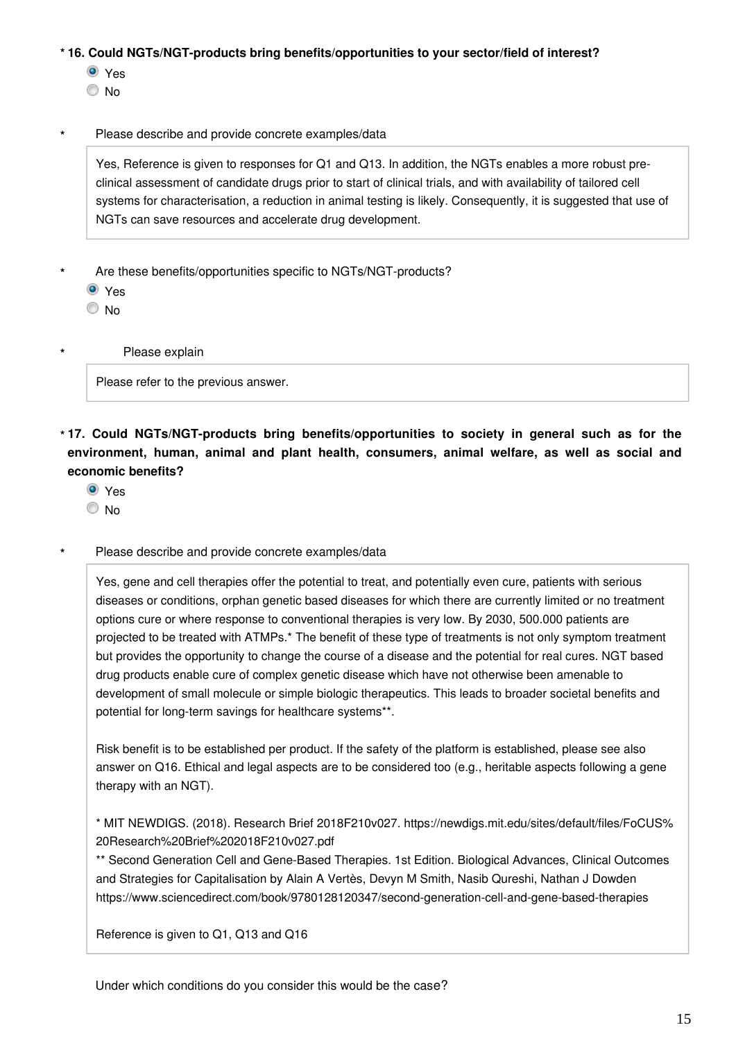**\* 16. Could NGTs/NGT-products bring benefits/opportunities to your sector/field of interest?**

- (•) Yes
- ( ) No

\* Please describe and provide concrete examples/data

> Yes, Reference is given to responses for Q1 and Q13. In addition, the NGTs enables a more robust pre-clinical assessment of candidate drugs prior to start of clinical trials, and with availability of tailored cell systems for characterisation, a reduction in animal testing is likely. Consequently, it is suggested that use of NGTs can save resources and accelerate drug development.

\* Are these benefits/opportunities specific to NGTs/NGT-products?

- (•) Yes
- ( ) No

\* Please explain

> Please refer to the previous answer.

**\* 17. Could NGTs/NGT-products bring benefits/opportunities to society in general such as for the environment, human, animal and plant health, consumers, animal welfare, as well as social and economic benefits?**

- (•) Yes
- ( ) No

\* Please describe and provide concrete examples/data

> Yes, gene and cell therapies offer the potential to treat, and potentially even cure, patients with serious diseases or conditions, orphan genetic based diseases for which there are currently limited or no treatment options cure or where response to conventional therapies is very low. By 2030, 500.000 patients are projected to be treated with ATMPs.* The benefit of these type of treatments is not only symptom treatment but provides the opportunity to change the course of a disease and the potential for real cures. NGT based drug products enable cure of complex genetic disease which have not otherwise been amenable to development of small molecule or simple biologic therapeutics. This leads to broader societal benefits and potential for long-term savings for healthcare systems**.
>
> Risk benefit is to be established per product. If the safety of the platform is established, please see also answer on Q16. Ethical and legal aspects are to be considered too (e.g., heritable aspects following a gene therapy with an NGT).
>
> \* MIT NEWDIGS. (2018). Research Brief 2018F210v027. https://newdigs.mit.edu/sites/default/files/FoCUS%20Research%20Brief%202018F210v027.pdf
>
> \*\* Second Generation Cell and Gene-Based Therapies. 1st Edition. Biological Advances, Clinical Outcomes and Strategies for Capitalisation by Alain A Vertès, Devyn M Smith, Nasib Qureshi, Nathan J Dowden https://www.sciencedirect.com/book/9780128120347/second-generation-cell-and-gene-based-therapies
>
> Reference is given to Q1, Q13 and Q16

Under which conditions do you consider this would be the case?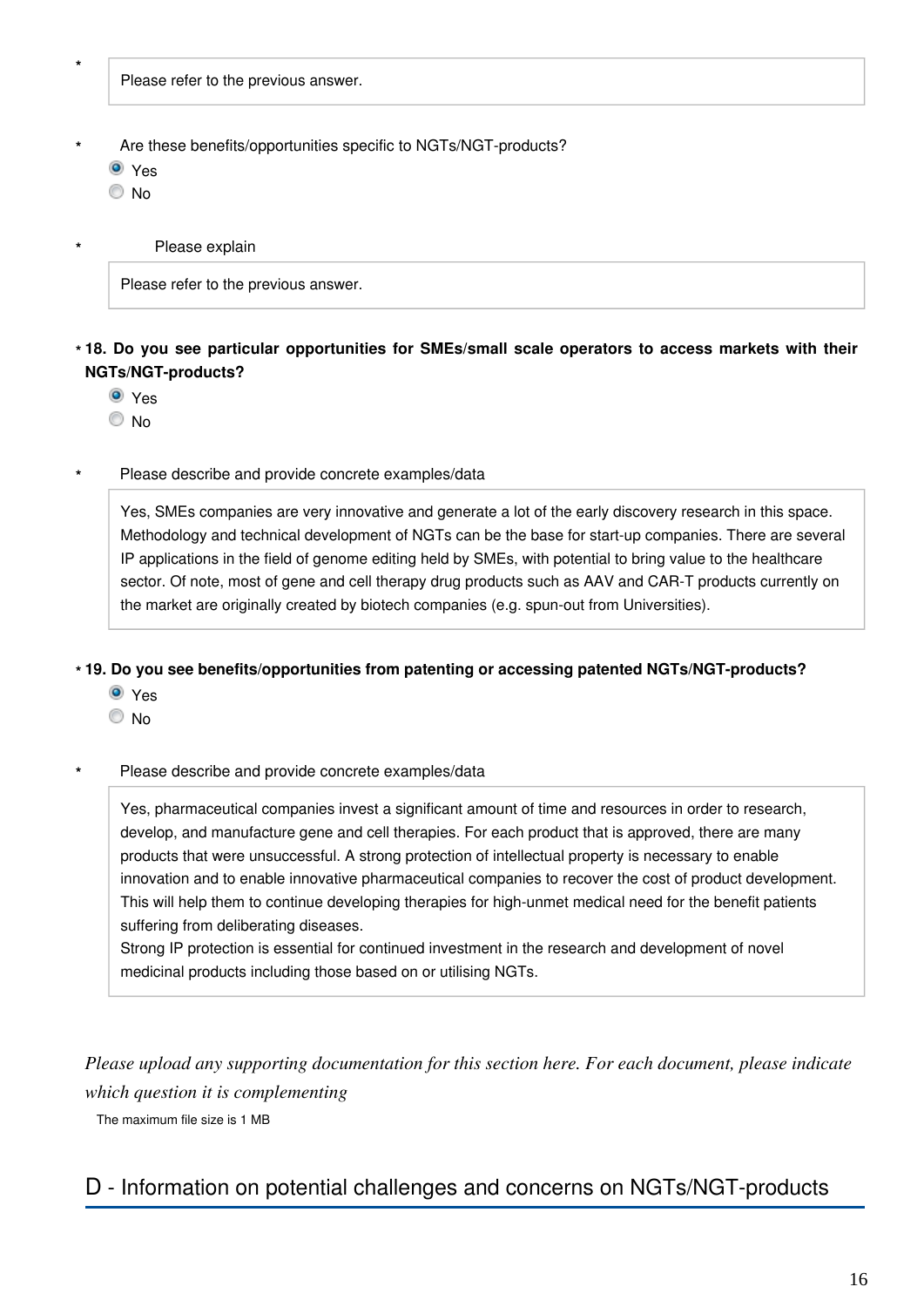\*

Please refer to the previous answer.

\* Are these benefits/opportunities specific to NGTs/NGT-products?

- (●) Yes
- ( ) No

\* Please explain

Please refer to the previous answer.

**\* 18. Do you see particular opportunities for SMEs/small scale operators to access markets with their NGTs/NGT-products?**

- (●) Yes
- ( ) No

\* Please describe and provide concrete examples/data

Yes, SMEs companies are very innovative and generate a lot of the early discovery research in this space. Methodology and technical development of NGTs can be the base for start-up companies. There are several IP applications in the field of genome editing held by SMEs, with potential to bring value to the healthcare sector. Of note, most of gene and cell therapy drug products such as AAV and CAR-T products currently on the market are originally created by biotech companies (e.g. spun-out from Universities).

**\* 19. Do you see benefits/opportunities from patenting or accessing patented NGTs/NGT-products?**

- (●) Yes
- ( ) No

\* Please describe and provide concrete examples/data

Yes, pharmaceutical companies invest a significant amount of time and resources in order to research, develop, and manufacture gene and cell therapies. For each product that is approved, there are many products that were unsuccessful. A strong protection of intellectual property is necessary to enable innovation and to enable innovative pharmaceutical companies to recover the cost of product development. This will help them to continue developing therapies for high-unmet medical need for the benefit patients suffering from deliberating diseases.
Strong IP protection is essential for continued investment in the research and development of novel medicinal products including those based on or utilising NGTs.

*Please upload any supporting documentation for this section here. For each document, please indicate which question it is complementing*

The maximum file size is 1 MB

## D - Information on potential challenges and concerns on NGTs/NGT-products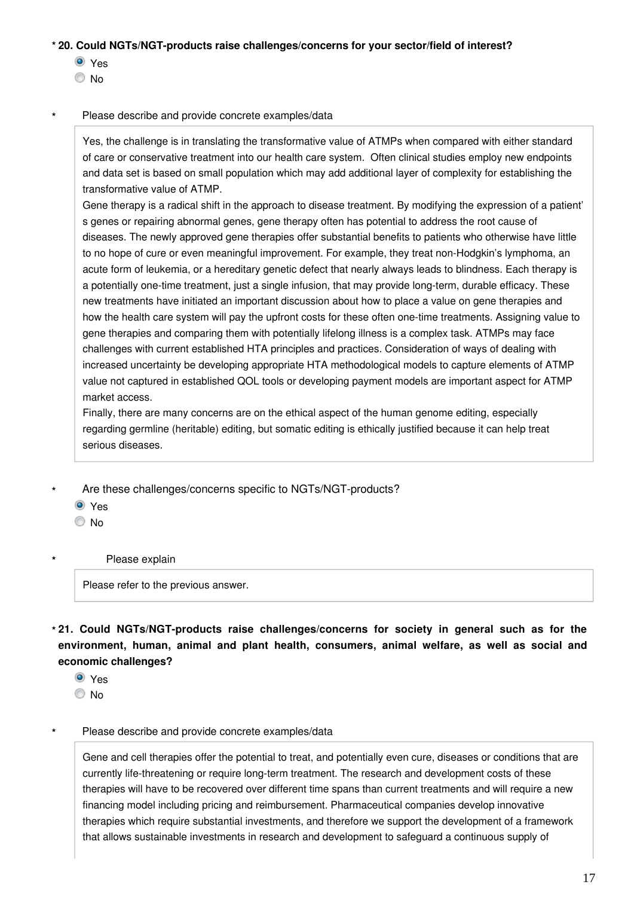**\* 20. Could NGTs/NGT-products raise challenges/concerns for your sector/field of interest?**

- ◉ Yes
- ○ No

\* Please describe and provide concrete examples/data

> Yes, the challenge is in translating the transformative value of ATMPs when compared with either standard of care or conservative treatment into our health care system. Often clinical studies employ new endpoints and data set is based on small population which may add additional layer of complexity for establishing the transformative value of ATMP.
>
> Gene therapy is a radical shift in the approach to disease treatment. By modifying the expression of a patient' s genes or repairing abnormal genes, gene therapy often has potential to address the root cause of diseases. The newly approved gene therapies offer substantial benefits to patients who otherwise have little to no hope of cure or even meaningful improvement. For example, they treat non-Hodgkin's lymphoma, an acute form of leukemia, or a hereditary genetic defect that nearly always leads to blindness. Each therapy is a potentially one-time treatment, just a single infusion, that may provide long-term, durable efficacy. These new treatments have initiated an important discussion about how to place a value on gene therapies and how the health care system will pay the upfront costs for these often one-time treatments. Assigning value to gene therapies and comparing them with potentially lifelong illness is a complex task. ATMPs may face challenges with current established HTA principles and practices. Consideration of ways of dealing with increased uncertainty be developing appropriate HTA methodological models to capture elements of ATMP value not captured in established QOL tools or developing payment models are important aspect for ATMP market access.
>
> Finally, there are many concerns are on the ethical aspect of the human genome editing, especially regarding germline (heritable) editing, but somatic editing is ethically justified because it can help treat serious diseases.

\* Are these challenges/concerns specific to NGTs/NGT-products?

- ◉ Yes
- ○ No

\* Please explain

> Please refer to the previous answer.

**\* 21. Could NGTs/NGT-products raise challenges/concerns for society in general such as for the environment, human, animal and plant health, consumers, animal welfare, as well as social and economic challenges?**

- ◉ Yes
- ○ No

\* Please describe and provide concrete examples/data

> Gene and cell therapies offer the potential to treat, and potentially even cure, diseases or conditions that are currently life-threatening or require long-term treatment. The research and development costs of these therapies will have to be recovered over different time spans than current treatments and will require a new financing model including pricing and reimbursement. Pharmaceutical companies develop innovative therapies which require substantial investments, and therefore we support the development of a framework that allows sustainable investments in research and development to safeguard a continuous supply of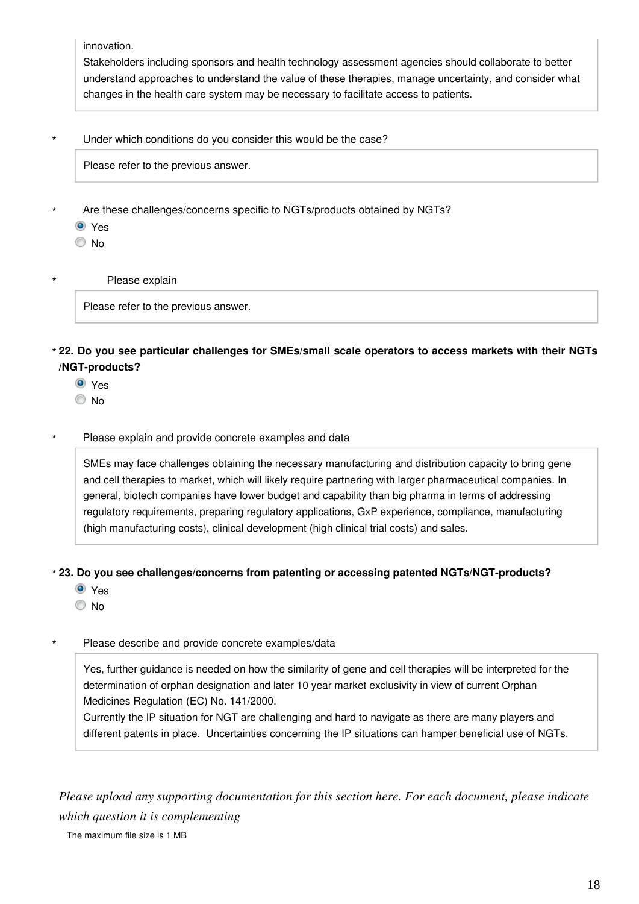innovation.
Stakeholders including sponsors and health technology assessment agencies should collaborate to better understand approaches to understand the value of these therapies, manage uncertainty, and consider what changes in the health care system may be necessary to facilitate access to patients.

\* Under which conditions do you consider this would be the case?

Please refer to the previous answer.

\* Are these challenges/concerns specific to NGTs/products obtained by NGTs?

- (x) Yes
- ( ) No

\* Please explain

Please refer to the previous answer.

**\* 22. Do you see particular challenges for SMEs/small scale operators to access markets with their NGTs/NGT-products?**

- (x) Yes
- ( ) No

\* Please explain and provide concrete examples and data

SMEs may face challenges obtaining the necessary manufacturing and distribution capacity to bring gene and cell therapies to market, which will likely require partnering with larger pharmaceutical companies. In general, biotech companies have lower budget and capability than big pharma in terms of addressing regulatory requirements, preparing regulatory applications, GxP experience, compliance, manufacturing (high manufacturing costs), clinical development (high clinical trial costs) and sales.

**\* 23. Do you see challenges/concerns from patenting or accessing patented NGTs/NGT-products?**

- (x) Yes
- ( ) No

\* Please describe and provide concrete examples/data

Yes, further guidance is needed on how the similarity of gene and cell therapies will be interpreted for the determination of orphan designation and later 10 year market exclusivity in view of current Orphan Medicines Regulation (EC) No. 141/2000.
Currently the IP situation for NGT are challenging and hard to navigate as there are many players and different patents in place. Uncertainties concerning the IP situations can hamper beneficial use of NGTs.

*Please upload any supporting documentation for this section here. For each document, please indicate which question it is complementing*

The maximum file size is 1 MB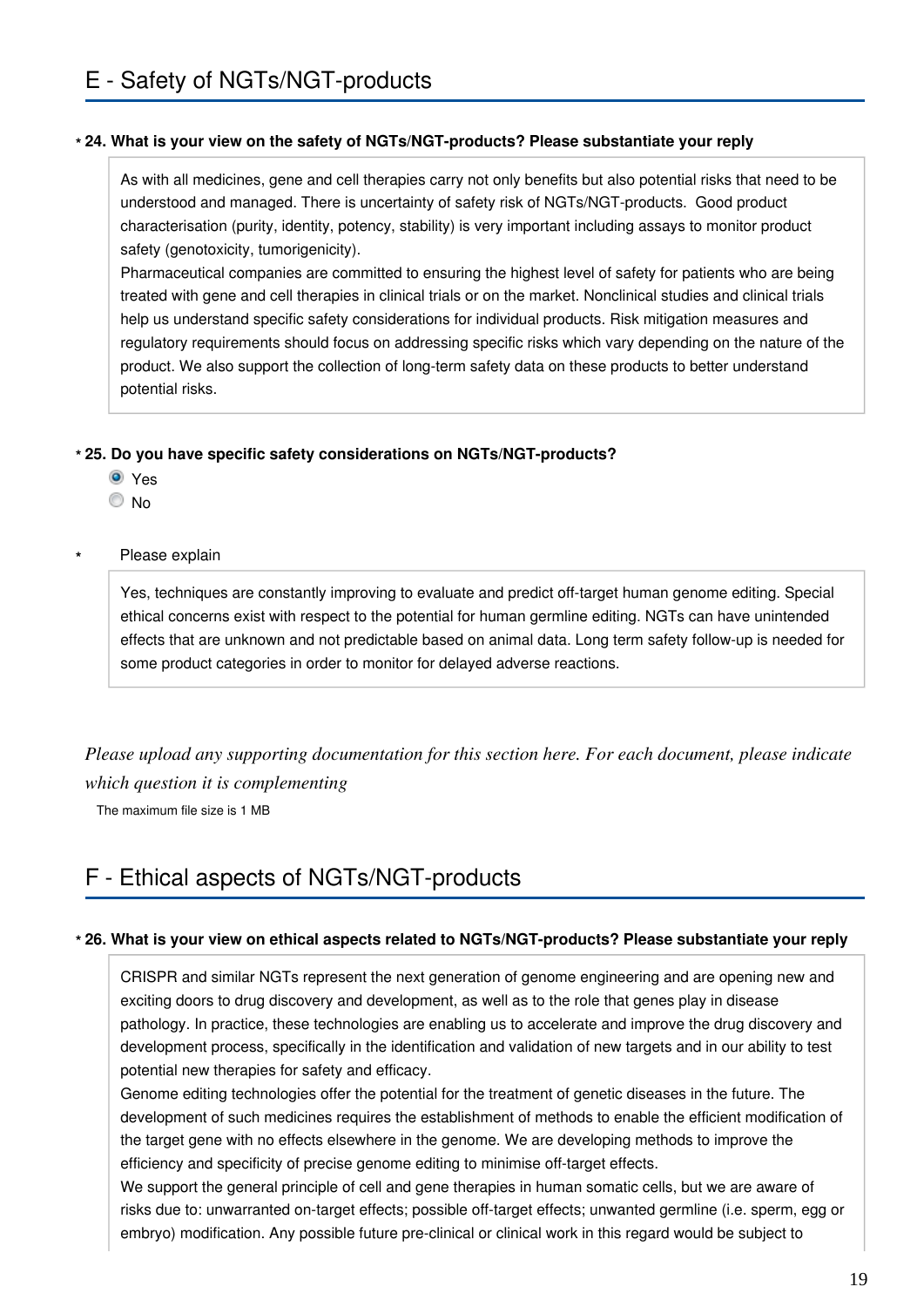## E - Safety of NGTs/NGT-products

**\* 24. What is your view on the safety of NGTs/NGT-products? Please substantiate your reply**

As with all medicines, gene and cell therapies carry not only benefits but also potential risks that need to be understood and managed. There is uncertainty of safety risk of NGTs/NGT-products. Good product characterisation (purity, identity, potency, stability) is very important including assays to monitor product safety (genotoxicity, tumorigenicity).
Pharmaceutical companies are committed to ensuring the highest level of safety for patients who are being treated with gene and cell therapies in clinical trials or on the market. Nonclinical studies and clinical trials help us understand specific safety considerations for individual products. Risk mitigation measures and regulatory requirements should focus on addressing specific risks which vary depending on the nature of the product. We also support the collection of long-term safety data on these products to better understand potential risks.

**\* 25. Do you have specific safety considerations on NGTs/NGT-products?**

- (•) Yes
- ( ) No

\* Please explain

Yes, techniques are constantly improving to evaluate and predict off-target human genome editing. Special ethical concerns exist with respect to the potential for human germline editing. NGTs can have unintended effects that are unknown and not predictable based on animal data. Long term safety follow-up is needed for some product categories in order to monitor for delayed adverse reactions.

*Please upload any supporting documentation for this section here. For each document, please indicate which question it is complementing*

The maximum file size is 1 MB

## F - Ethical aspects of NGTs/NGT-products

**\* 26. What is your view on ethical aspects related to NGTs/NGT-products? Please substantiate your reply**

CRISPR and similar NGTs represent the next generation of genome engineering and are opening new and exciting doors to drug discovery and development, as well as to the role that genes play in disease pathology. In practice, these technologies are enabling us to accelerate and improve the drug discovery and development process, specifically in the identification and validation of new targets and in our ability to test potential new therapies for safety and efficacy.
Genome editing technologies offer the potential for the treatment of genetic diseases in the future. The development of such medicines requires the establishment of methods to enable the efficient modification of the target gene with no effects elsewhere in the genome. We are developing methods to improve the efficiency and specificity of precise genome editing to minimise off-target effects.
We support the general principle of cell and gene therapies in human somatic cells, but we are aware of risks due to: unwarranted on-target effects; possible off-target effects; unwanted germline (i.e. sperm, egg or embryo) modification. Any possible future pre-clinical or clinical work in this regard would be subject to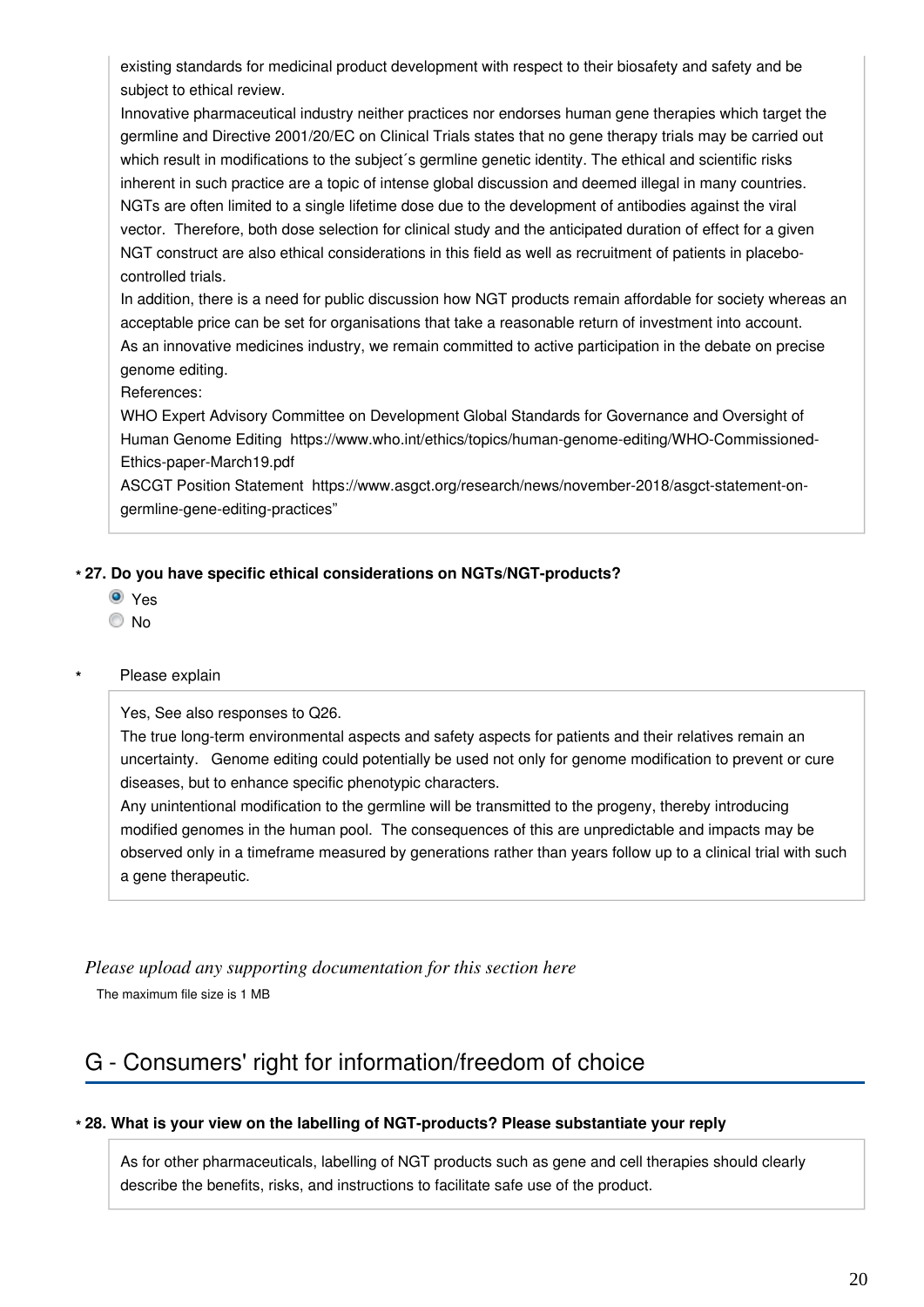existing standards for medicinal product development with respect to their biosafety and safety and be subject to ethical review.

Innovative pharmaceutical industry neither practices nor endorses human gene therapies which target the germline and Directive 2001/20/EC on Clinical Trials states that no gene therapy trials may be carried out which result in modifications to the subject´s germline genetic identity. The ethical and scientific risks inherent in such practice are a topic of intense global discussion and deemed illegal in many countries.

NGTs are often limited to a single lifetime dose due to the development of antibodies against the viral vector.  Therefore, both dose selection for clinical study and the anticipated duration of effect for a given NGT construct are also ethical considerations in this field as well as recruitment of patients in placebo-controlled trials.

In addition, there is a need for public discussion how NGT products remain affordable for society whereas an acceptable price can be set for organisations that take a reasonable return of investment into account.

As an innovative medicines industry, we remain committed to active participation in the debate on precise genome editing.

References:

WHO Expert Advisory Committee on Development Global Standards for Governance and Oversight of Human Genome Editing  https://www.who.int/ethics/topics/human-genome-editing/WHO-Commissioned-Ethics-paper-March19.pdf

ASCGT Position Statement  https://www.asgct.org/research/news/november-2018/asgct-statement-on-germline-gene-editing-practices"

**\* 27. Do you have specific ethical considerations on NGTs/NGT-products?**

- ◉ Yes
- ○ No

\* Please explain

Yes, See also responses to Q26.

The true long-term environmental aspects and safety aspects for patients and their relatives remain an uncertainty.   Genome editing could potentially be used not only for genome modification to prevent or cure diseases, but to enhance specific phenotypic characters.

Any unintentional modification to the germline will be transmitted to the progeny, thereby introducing modified genomes in the human pool.  The consequences of this are unpredictable and impacts may be observed only in a timeframe measured by generations rather than years follow up to a clinical trial with such a gene therapeutic.

*Please upload any supporting documentation for this section here*

The maximum file size is 1 MB

## G - Consumers' right for information/freedom of choice

**\* 28. What is your view on the labelling of NGT-products? Please substantiate your reply**

As for other pharmaceuticals, labelling of NGT products such as gene and cell therapies should clearly describe the benefits, risks, and instructions to facilitate safe use of the product.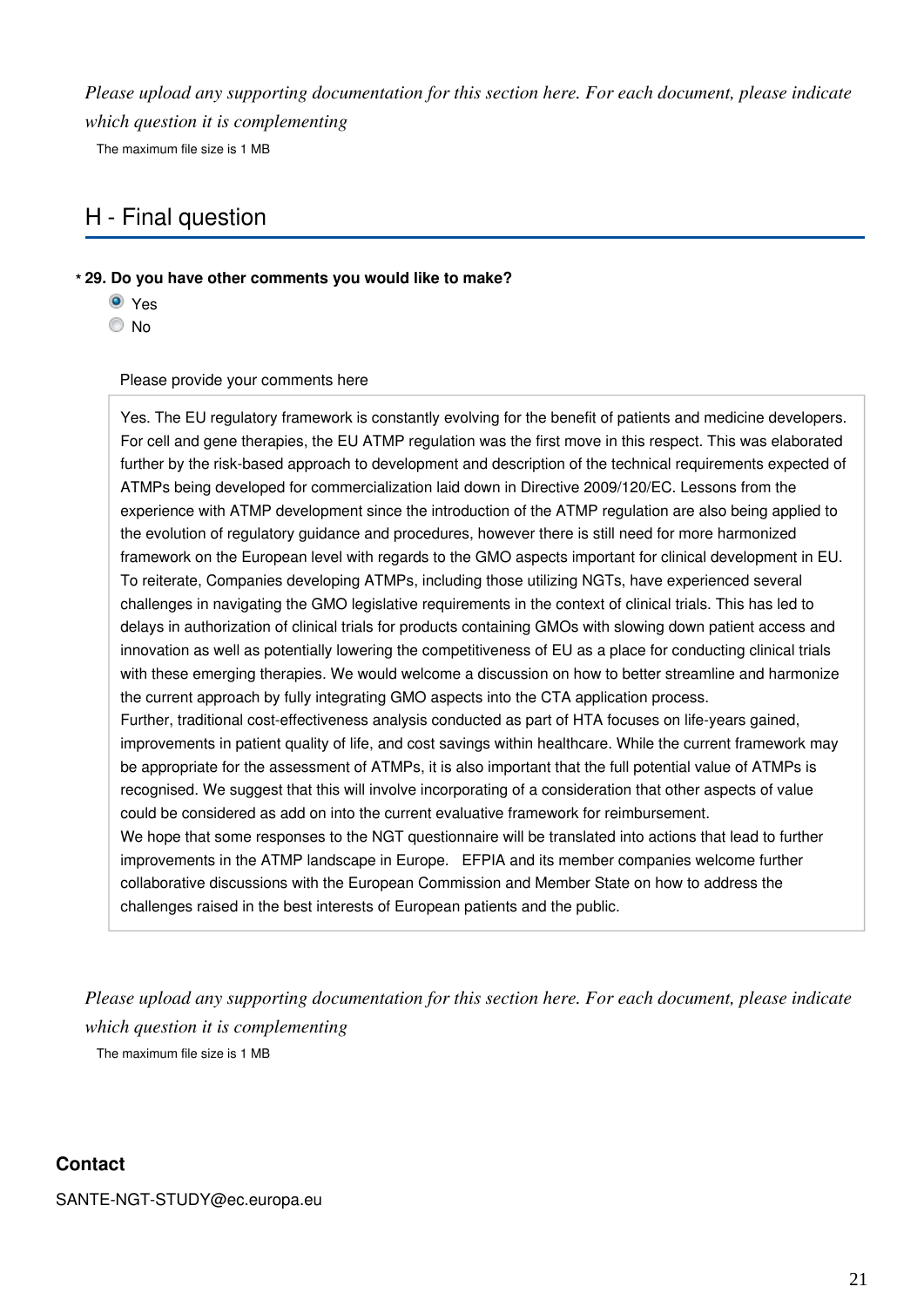*Please upload any supporting documentation for this section here. For each document, please indicate which question it is complementing*

The maximum file size is 1 MB

## H - Final question

**\* 29. Do you have other comments you would like to make?**

- (●) Yes
- ( ) No

Please provide your comments here

Yes. The EU regulatory framework is constantly evolving for the benefit of patients and medicine developers. For cell and gene therapies, the EU ATMP regulation was the first move in this respect. This was elaborated further by the risk-based approach to development and description of the technical requirements expected of ATMPs being developed for commercialization laid down in Directive 2009/120/EC. Lessons from the experience with ATMP development since the introduction of the ATMP regulation are also being applied to the evolution of regulatory guidance and procedures, however there is still need for more harmonized framework on the European level with regards to the GMO aspects important for clinical development in EU. To reiterate, Companies developing ATMPs, including those utilizing NGTs, have experienced several challenges in navigating the GMO legislative requirements in the context of clinical trials. This has led to delays in authorization of clinical trials for products containing GMOs with slowing down patient access and innovation as well as potentially lowering the competitiveness of EU as a place for conducting clinical trials with these emerging therapies. We would welcome a discussion on how to better streamline and harmonize the current approach by fully integrating GMO aspects into the CTA application process.
Further, traditional cost-effectiveness analysis conducted as part of HTA focuses on life-years gained, improvements in patient quality of life, and cost savings within healthcare. While the current framework may be appropriate for the assessment of ATMPs, it is also important that the full potential value of ATMPs is recognised. We suggest that this will involve incorporating of a consideration that other aspects of value could be considered as add on into the current evaluative framework for reimbursement.
We hope that some responses to the NGT questionnaire will be translated into actions that lead to further improvements in the ATMP landscape in Europe. EFPIA and its member companies welcome further collaborative discussions with the European Commission and Member State on how to address the challenges raised in the best interests of European patients and the public.

*Please upload any supporting documentation for this section here. For each document, please indicate which question it is complementing*

The maximum file size is 1 MB

**Contact**

SANTE-NGT-STUDY@ec.europa.eu